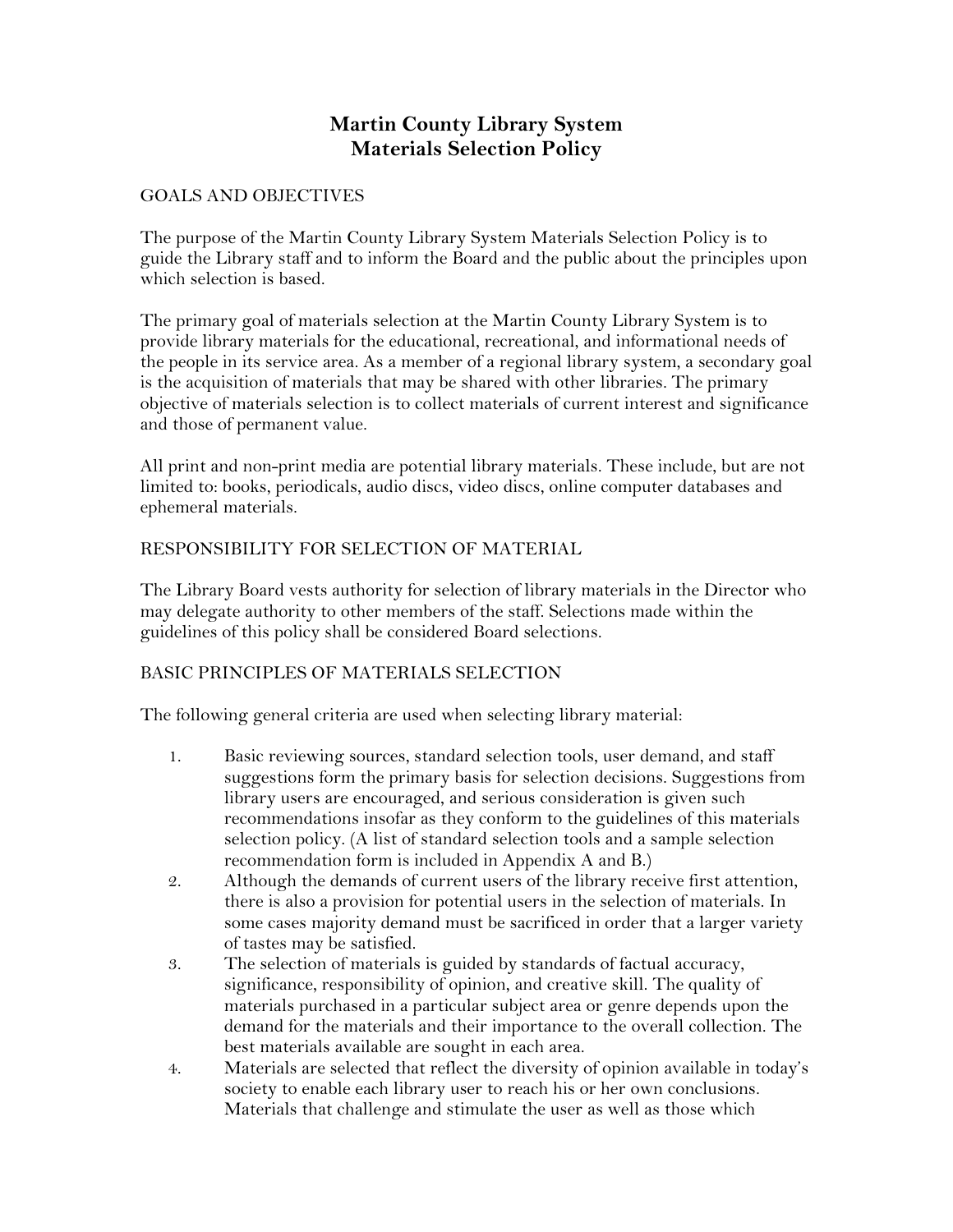# Martin County Library System
# Materials Selection Policy

## GOALS AND OBJECTIVES

The purpose of the Martin County Library System Materials Selection Policy is to guide the Library staff and to inform the Board and the public about the principles upon which selection is based.

The primary goal of materials selection at the Martin County Library System is to provide library materials for the educational, recreational, and informational needs of the people in its service area. As a member of a regional library system, a secondary goal is the acquisition of materials that may be shared with other libraries. The primary objective of materials selection is to collect materials of current interest and significance and those of permanent value.

All print and non-print media are potential library materials. These include, but are not limited to: books, periodicals, audio discs, video discs, online computer databases and ephemeral materials.

## RESPONSIBILITY FOR SELECTION OF MATERIAL

The Library Board vests authority for selection of library materials in the Director who may delegate authority to other members of the staff. Selections made within the guidelines of this policy shall be considered Board selections.

## BASIC PRINCIPLES OF MATERIALS SELECTION

The following general criteria are used when selecting library material:

1. Basic reviewing sources, standard selection tools, user demand, and staff suggestions form the primary basis for selection decisions. Suggestions from library users are encouraged, and serious consideration is given such recommendations insofar as they conform to the guidelines of this materials selection policy. (A list of standard selection tools and a sample selection recommendation form is included in Appendix A and B.)
2. Although the demands of current users of the library receive first attention, there is also a provision for potential users in the selection of materials. In some cases majority demand must be sacrificed in order that a larger variety of tastes may be satisfied.
3. The selection of materials is guided by standards of factual accuracy, significance, responsibility of opinion, and creative skill. The quality of materials purchased in a particular subject area or genre depends upon the demand for the materials and their importance to the overall collection. The best materials available are sought in each area.
4. Materials are selected that reflect the diversity of opinion available in today's society to enable each library user to reach his or her own conclusions. Materials that challenge and stimulate the user as well as those which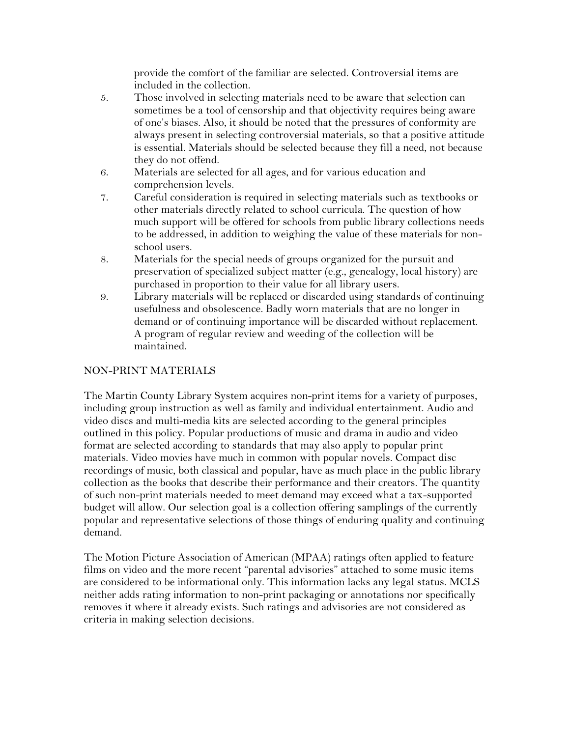provide the comfort of the familiar are selected. Controversial items are included in the collection.

5. Those involved in selecting materials need to be aware that selection can sometimes be a tool of censorship and that objectivity requires being aware of one's biases. Also, it should be noted that the pressures of conformity are always present in selecting controversial materials, so that a positive attitude is essential. Materials should be selected because they fill a need, not because they do not offend.
6. Materials are selected for all ages, and for various education and comprehension levels.
7. Careful consideration is required in selecting materials such as textbooks or other materials directly related to school curricula. The question of how much support will be offered for schools from public library collections needs to be addressed, in addition to weighing the value of these materials for non-school users.
8. Materials for the special needs of groups organized for the pursuit and preservation of specialized subject matter (e.g., genealogy, local history) are purchased in proportion to their value for all library users.
9. Library materials will be replaced or discarded using standards of continuing usefulness and obsolescence. Badly worn materials that are no longer in demand or of continuing importance will be discarded without replacement. A program of regular review and weeding of the collection will be maintained.

## NON-PRINT MATERIALS

The Martin County Library System acquires non-print items for a variety of purposes, including group instruction as well as family and individual entertainment. Audio and video discs and multi-media kits are selected according to the general principles outlined in this policy. Popular productions of music and drama in audio and video format are selected according to standards that may also apply to popular print materials. Video movies have much in common with popular novels. Compact disc recordings of music, both classical and popular, have as much place in the public library collection as the books that describe their performance and their creators. The quantity of such non-print materials needed to meet demand may exceed what a tax-supported budget will allow. Our selection goal is a collection offering samplings of the currently popular and representative selections of those things of enduring quality and continuing demand.

The Motion Picture Association of American (MPAA) ratings often applied to feature films on video and the more recent "parental advisories" attached to some music items are considered to be informational only. This information lacks any legal status. MCLS neither adds rating information to non-print packaging or annotations nor specifically removes it where it already exists. Such ratings and advisories are not considered as criteria in making selection decisions.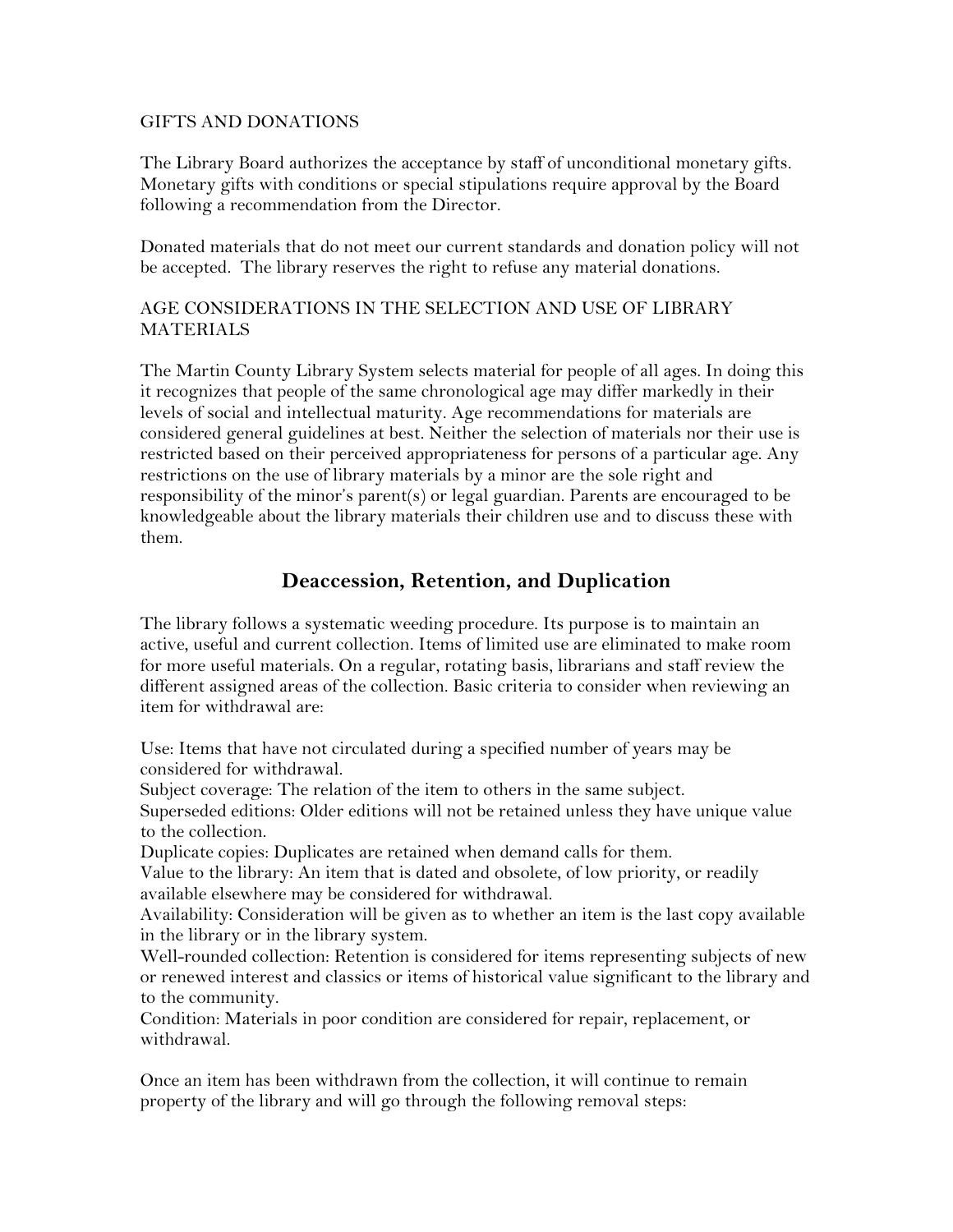GIFTS AND DONATIONS

The Library Board authorizes the acceptance by staff of unconditional monetary gifts. Monetary gifts with conditions or special stipulations require approval by the Board following a recommendation from the Director.

Donated materials that do not meet our current standards and donation policy will not be accepted. The library reserves the right to refuse any material donations.

AGE CONSIDERATIONS IN THE SELECTION AND USE OF LIBRARY MATERIALS

The Martin County Library System selects material for people of all ages. In doing this it recognizes that people of the same chronological age may differ markedly in their levels of social and intellectual maturity. Age recommendations for materials are considered general guidelines at best. Neither the selection of materials nor their use is restricted based on their perceived appropriateness for persons of a particular age. Any restrictions on the use of library materials by a minor are the sole right and responsibility of the minor's parent(s) or legal guardian. Parents are encouraged to be knowledgeable about the library materials their children use and to discuss these with them.

## Deaccession, Retention, and Duplication

The library follows a systematic weeding procedure. Its purpose is to maintain an active, useful and current collection. Items of limited use are eliminated to make room for more useful materials. On a regular, rotating basis, librarians and staff review the different assigned areas of the collection. Basic criteria to consider when reviewing an item for withdrawal are:

Use: Items that have not circulated during a specified number of years may be considered for withdrawal.
Subject coverage: The relation of the item to others in the same subject.
Superseded editions: Older editions will not be retained unless they have unique value to the collection.
Duplicate copies: Duplicates are retained when demand calls for them.
Value to the library: An item that is dated and obsolete, of low priority, or readily available elsewhere may be considered for withdrawal.
Availability: Consideration will be given as to whether an item is the last copy available in the library or in the library system.
Well-rounded collection: Retention is considered for items representing subjects of new or renewed interest and classics or items of historical value significant to the library and to the community.
Condition: Materials in poor condition are considered for repair, replacement, or withdrawal.

Once an item has been withdrawn from the collection, it will continue to remain property of the library and will go through the following removal steps: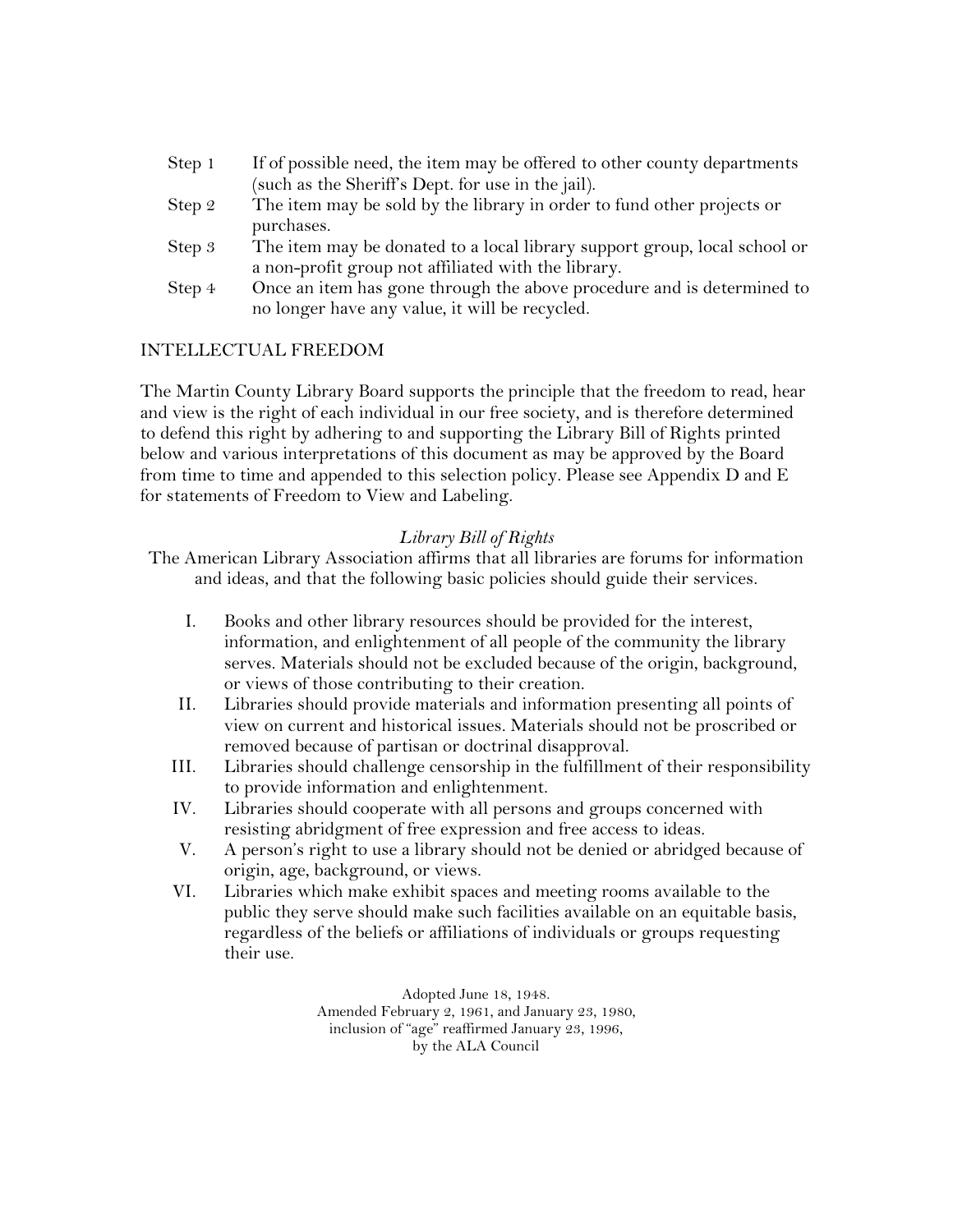Step 1 If of possible need, the item may be offered to other county departments (such as the Sheriff's Dept. for use in the jail).

Step 2 The item may be sold by the library in order to fund other projects or purchases.

Step 3 The item may be donated to a local library support group, local school or a non-profit group not affiliated with the library.

Step 4 Once an item has gone through the above procedure and is determined to no longer have any value, it will be recycled.

## INTELLECTUAL FREEDOM

The Martin County Library Board supports the principle that the freedom to read, hear and view is the right of each individual in our free society, and is therefore determined to defend this right by adhering to and supporting the Library Bill of Rights printed below and various interpretations of this document as may be approved by the Board from time to time and appended to this selection policy. Please see Appendix D and E for statements of Freedom to View and Labeling.

### *Library Bill of Rights*

The American Library Association affirms that all libraries are forums for information and ideas, and that the following basic policies should guide their services.

I. Books and other library resources should be provided for the interest, information, and enlightenment of all people of the community the library serves. Materials should not be excluded because of the origin, background, or views of those contributing to their creation.

II. Libraries should provide materials and information presenting all points of view on current and historical issues. Materials should not be proscribed or removed because of partisan or doctrinal disapproval.

III. Libraries should challenge censorship in the fulfillment of their responsibility to provide information and enlightenment.

IV. Libraries should cooperate with all persons and groups concerned with resisting abridgment of free expression and free access to ideas.

V. A person's right to use a library should not be denied or abridged because of origin, age, background, or views.

VI. Libraries which make exhibit spaces and meeting rooms available to the public they serve should make such facilities available on an equitable basis, regardless of the beliefs or affiliations of individuals or groups requesting their use.

Adopted June 18, 1948.
Amended February 2, 1961, and January 23, 1980,
inclusion of "age" reaffirmed January 23, 1996,
by the ALA Council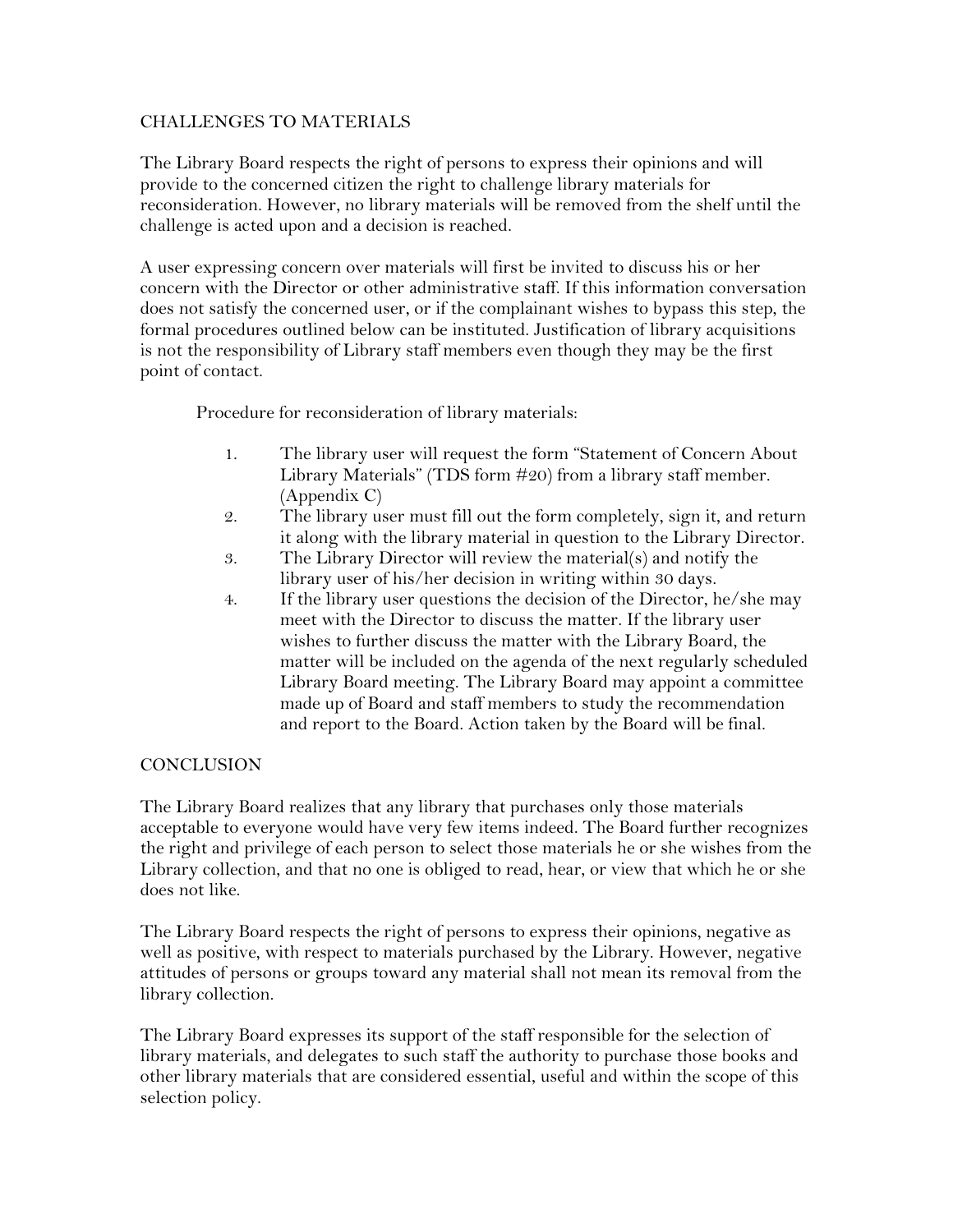## CHALLENGES TO MATERIALS

The Library Board respects the right of persons to express their opinions and will provide to the concerned citizen the right to challenge library materials for reconsideration. However, no library materials will be removed from the shelf until the challenge is acted upon and a decision is reached.

A user expressing concern over materials will first be invited to discuss his or her concern with the Director or other administrative staff. If this information conversation does not satisfy the concerned user, or if the complainant wishes to bypass this step, the formal procedures outlined below can be instituted. Justification of library acquisitions is not the responsibility of Library staff members even though they may be the first point of contact.

Procedure for reconsideration of library materials:

1. The library user will request the form "Statement of Concern About Library Materials" (TDS form #20) from a library staff member. (Appendix C)
2. The library user must fill out the form completely, sign it, and return it along with the library material in question to the Library Director.
3. The Library Director will review the material(s) and notify the library user of his/her decision in writing within 30 days.
4. If the library user questions the decision of the Director, he/she may meet with the Director to discuss the matter. If the library user wishes to further discuss the matter with the Library Board, the matter will be included on the agenda of the next regularly scheduled Library Board meeting. The Library Board may appoint a committee made up of Board and staff members to study the recommendation and report to the Board. Action taken by the Board will be final.

## CONCLUSION

The Library Board realizes that any library that purchases only those materials acceptable to everyone would have very few items indeed. The Board further recognizes the right and privilege of each person to select those materials he or she wishes from the Library collection, and that no one is obliged to read, hear, or view that which he or she does not like.

The Library Board respects the right of persons to express their opinions, negative as well as positive, with respect to materials purchased by the Library. However, negative attitudes of persons or groups toward any material shall not mean its removal from the library collection.

The Library Board expresses its support of the staff responsible for the selection of library materials, and delegates to such staff the authority to purchase those books and other library materials that are considered essential, useful and within the scope of this selection policy.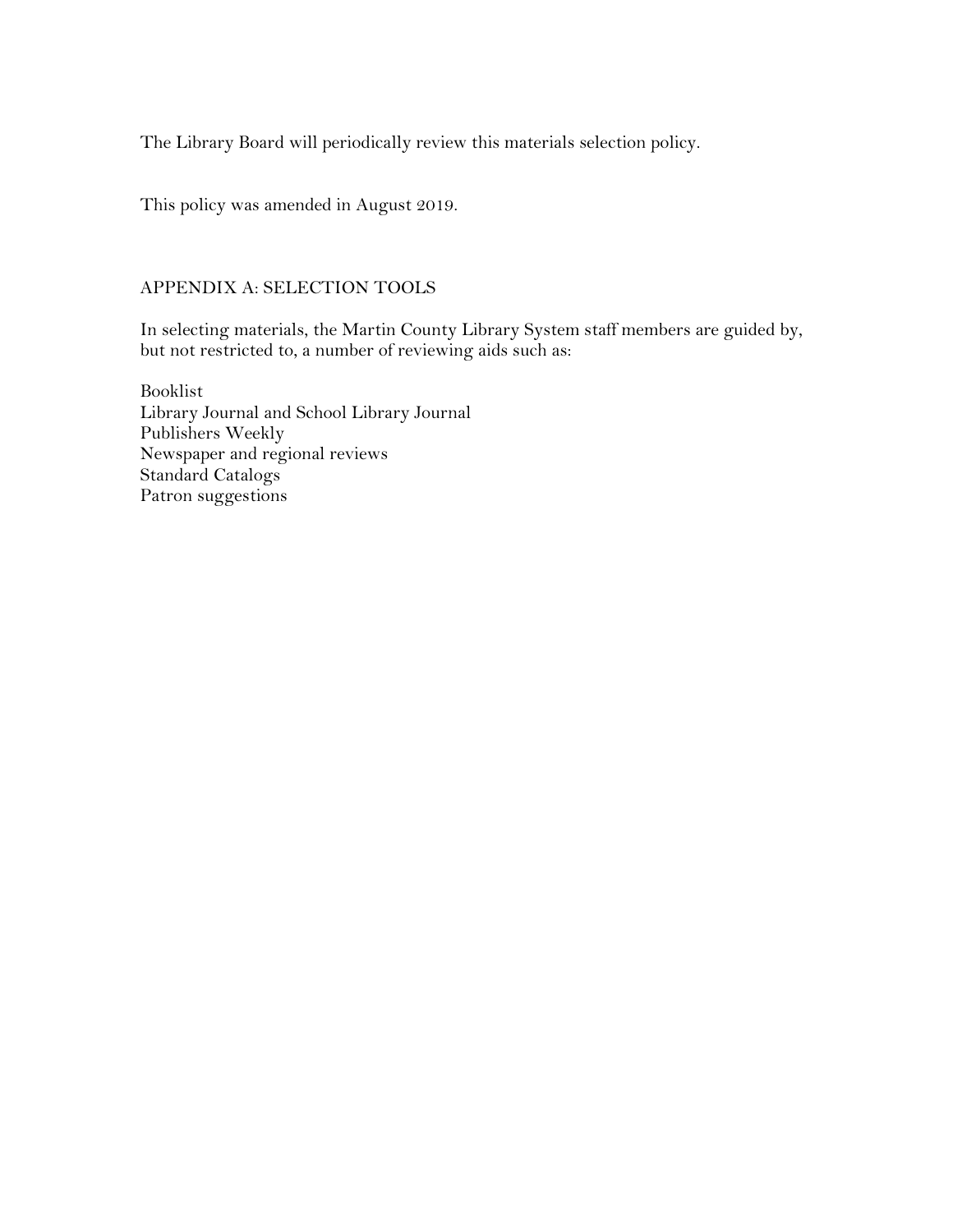The Library Board will periodically review this materials selection policy.

This policy was amended in August 2019.

## APPENDIX A: SELECTION TOOLS

In selecting materials, the Martin County Library System staff members are guided by, but not restricted to, a number of reviewing aids such as:

Booklist  
Library Journal and School Library Journal  
Publishers Weekly  
Newspaper and regional reviews  
Standard Catalogs  
Patron suggestions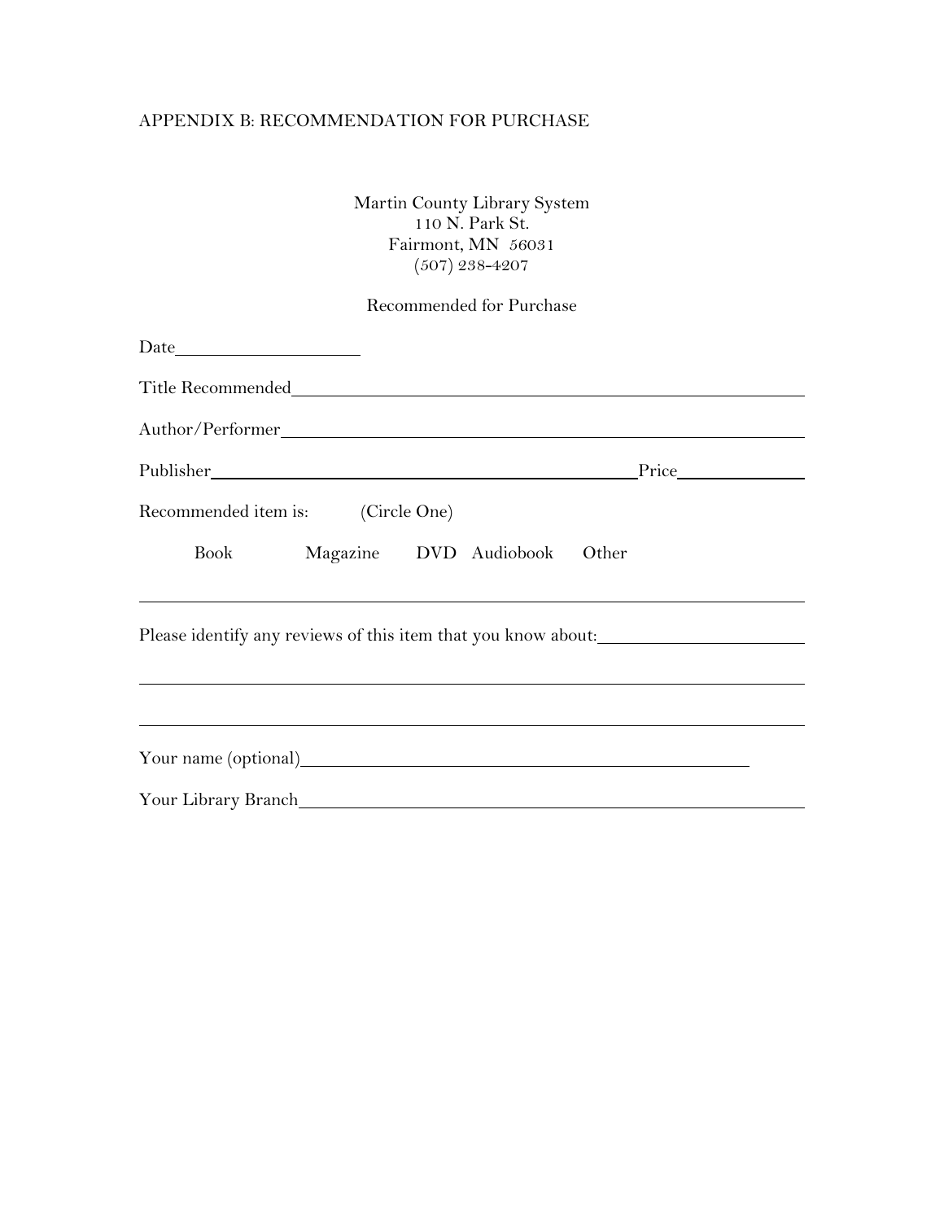APPENDIX B: RECOMMENDATION FOR PURCHASE

Martin County Library System
110 N. Park St.
Fairmont, MN 56031
(507) 238-4207

Recommended for Purchase

Date____________________

Title Recommended______________________________________________________

Author/Performer_______________________________________________________

Publisher_______________________________________________ Price____________

Recommended item is: (Circle One)

Book Magazine DVD Audiobook Other

___________________________________________________________________________

Please identify any reviews of this item that you know about:_____________________

___________________________________________________________________________

___________________________________________________________________________

Your name (optional)_______________________________________________

Your Library Branch_______________________________________________________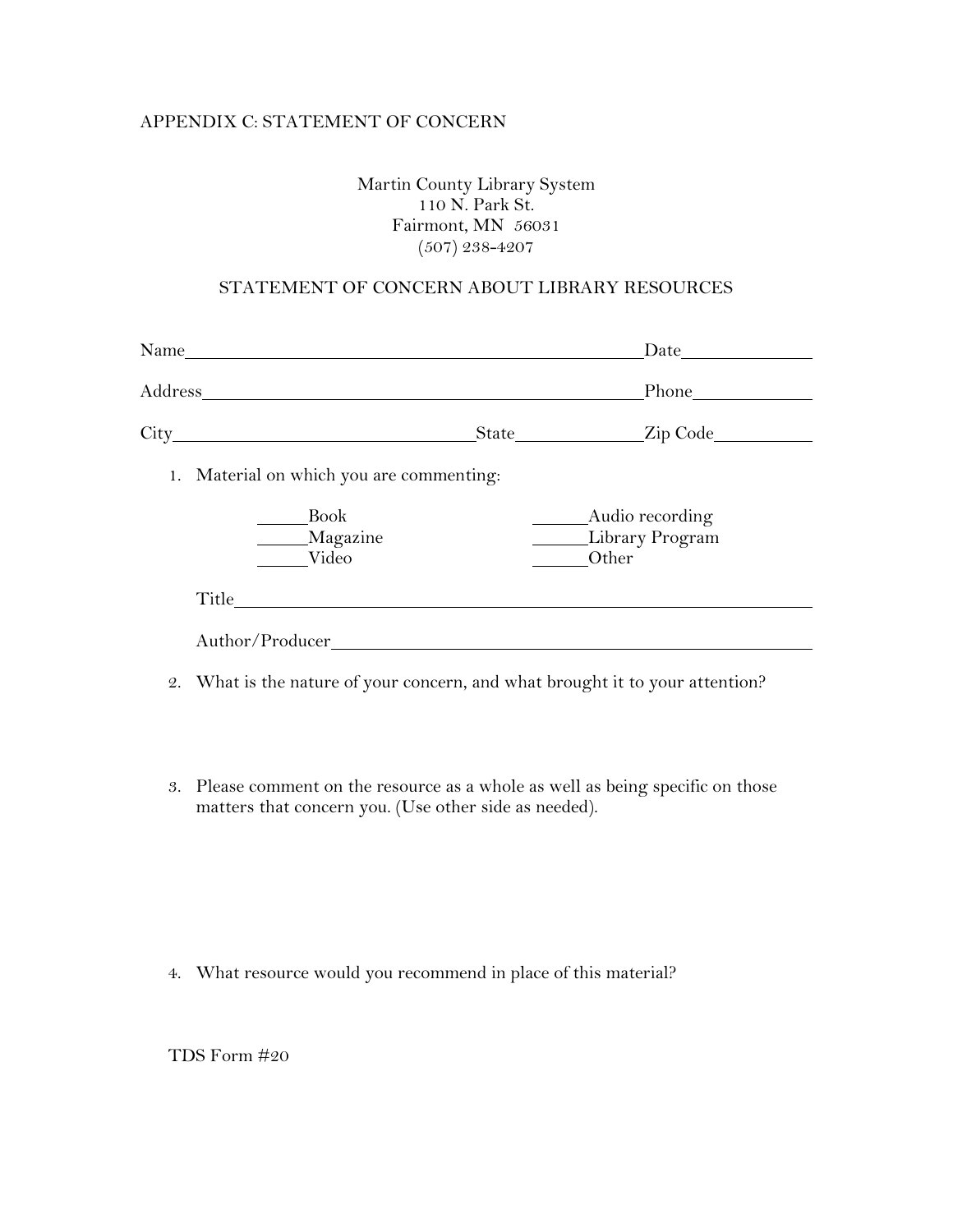APPENDIX C: STATEMENT OF CONCERN

Martin County Library System
110 N. Park St.
Fairmont, MN 56031
(507) 238-4207

## STATEMENT OF CONCERN ABOUT LIBRARY RESOURCES

Name_______________________________________________ Date_____________

Address_____________________________________________ Phone____________

City______________________________ State_____________ Zip Code__________

1. Material on which you are commenting:

   _____Book
   _____Magazine
   _____Video
   _____Audio recording
   _____Library Program
   _____Other

   Title____________________________________________________________

   Author/Producer___________________________________________________

2. What is the nature of your concern, and what brought it to your attention?

3. Please comment on the resource as a whole as well as being specific on those matters that concern you. (Use other side as needed).

4. What resource would you recommend in place of this material?

TDS Form #20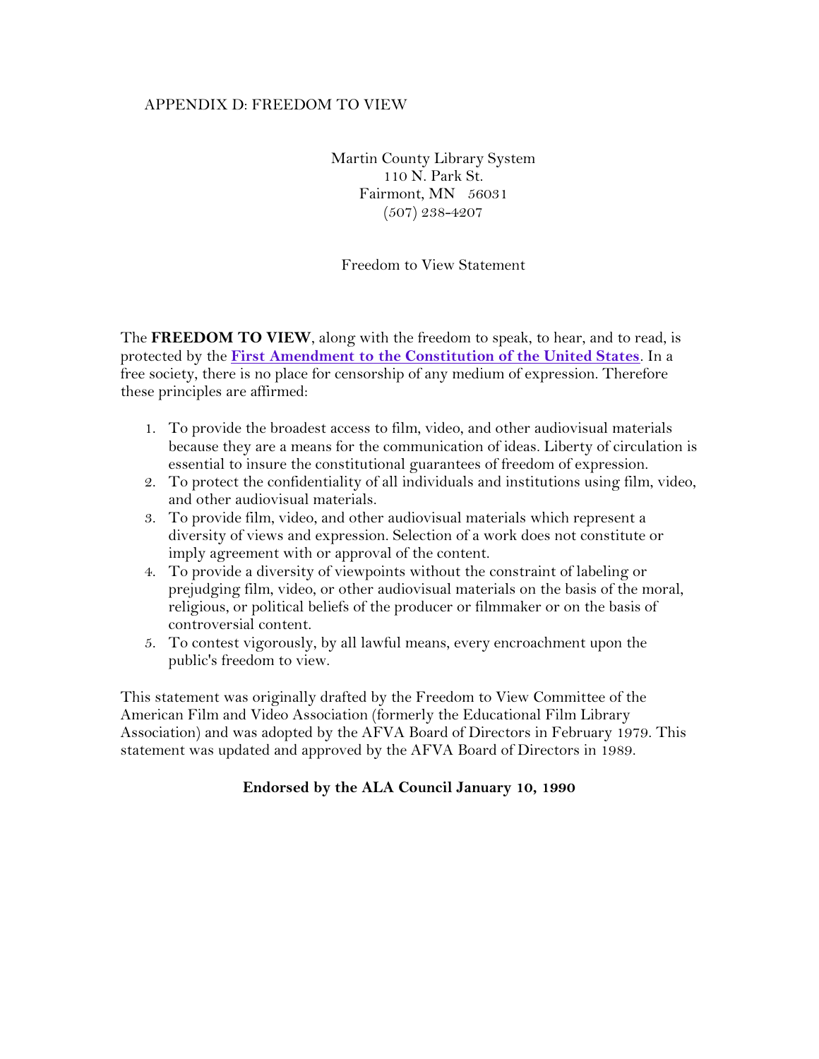# APPENDIX D: FREEDOM TO VIEW

Martin County Library System
110 N. Park St.
Fairmont, MN 56031
(507) 238-4207

Freedom to View Statement

The **FREEDOM TO VIEW**, along with the freedom to speak, to hear, and to read, is protected by the **First Amendment to the Constitution of the United States**. In a free society, there is no place for censorship of any medium of expression. Therefore these principles are affirmed:

1. To provide the broadest access to film, video, and other audiovisual materials because they are a means for the communication of ideas. Liberty of circulation is essential to insure the constitutional guarantees of freedom of expression.
2. To protect the confidentiality of all individuals and institutions using film, video, and other audiovisual materials.
3. To provide film, video, and other audiovisual materials which represent a diversity of views and expression. Selection of a work does not constitute or imply agreement with or approval of the content.
4. To provide a diversity of viewpoints without the constraint of labeling or prejudging film, video, or other audiovisual materials on the basis of the moral, religious, or political beliefs of the producer or filmmaker or on the basis of controversial content.
5. To contest vigorously, by all lawful means, every encroachment upon the public's freedom to view.

This statement was originally drafted by the Freedom to View Committee of the American Film and Video Association (formerly the Educational Film Library Association) and was adopted by the AFVA Board of Directors in February 1979. This statement was updated and approved by the AFVA Board of Directors in 1989.

**Endorsed by the ALA Council January 10, 1990**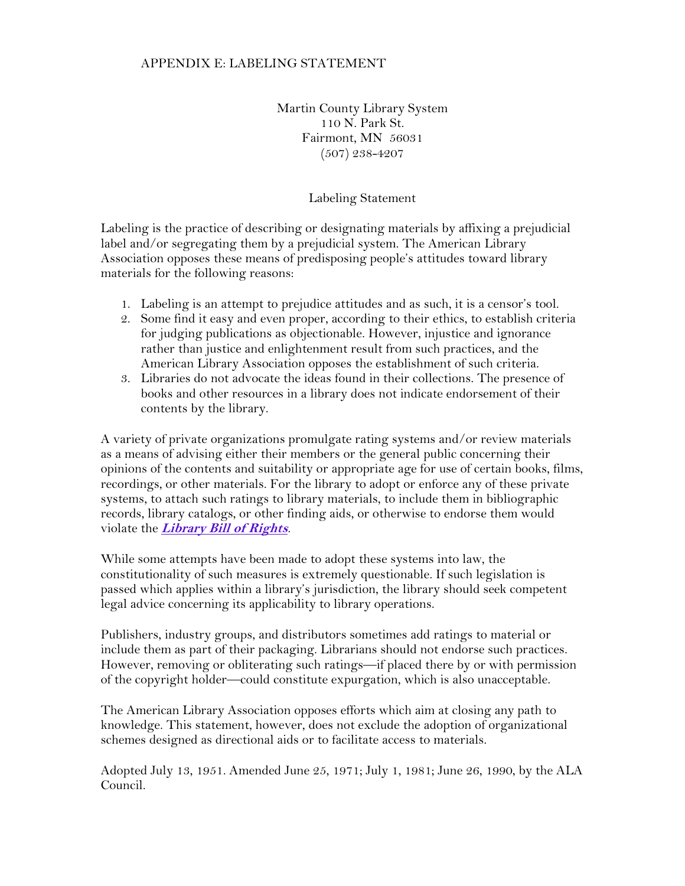APPENDIX E: LABELING STATEMENT

Martin County Library System
110 N. Park St.
Fairmont, MN 56031
(507) 238-4207

## Labeling Statement

Labeling is the practice of describing or designating materials by affixing a prejudicial label and/or segregating them by a prejudicial system. The American Library Association opposes these means of predisposing people's attitudes toward library materials for the following reasons:

1. Labeling is an attempt to prejudice attitudes and as such, it is a censor's tool.
2. Some find it easy and even proper, according to their ethics, to establish criteria for judging publications as objectionable. However, injustice and ignorance rather than justice and enlightenment result from such practices, and the American Library Association opposes the establishment of such criteria.
3. Libraries do not advocate the ideas found in their collections. The presence of books and other resources in a library does not indicate endorsement of their contents by the library.

A variety of private organizations promulgate rating systems and/or review materials as a means of advising either their members or the general public concerning their opinions of the contents and suitability or appropriate age for use of certain books, films, recordings, or other materials. For the library to adopt or enforce any of these private systems, to attach such ratings to library materials, to include them in bibliographic records, library catalogs, or other finding aids, or otherwise to endorse them would violate the ***Library Bill of Rights***.

While some attempts have been made to adopt these systems into law, the constitutionality of such measures is extremely questionable. If such legislation is passed which applies within a library's jurisdiction, the library should seek competent legal advice concerning its applicability to library operations.

Publishers, industry groups, and distributors sometimes add ratings to material or include them as part of their packaging. Librarians should not endorse such practices. However, removing or obliterating such ratings—if placed there by or with permission of the copyright holder—could constitute expurgation, which is also unacceptable.

The American Library Association opposes efforts which aim at closing any path to knowledge. This statement, however, does not exclude the adoption of organizational schemes designed as directional aids or to facilitate access to materials.

Adopted July 13, 1951. Amended June 25, 1971; July 1, 1981; June 26, 1990, by the ALA Council.